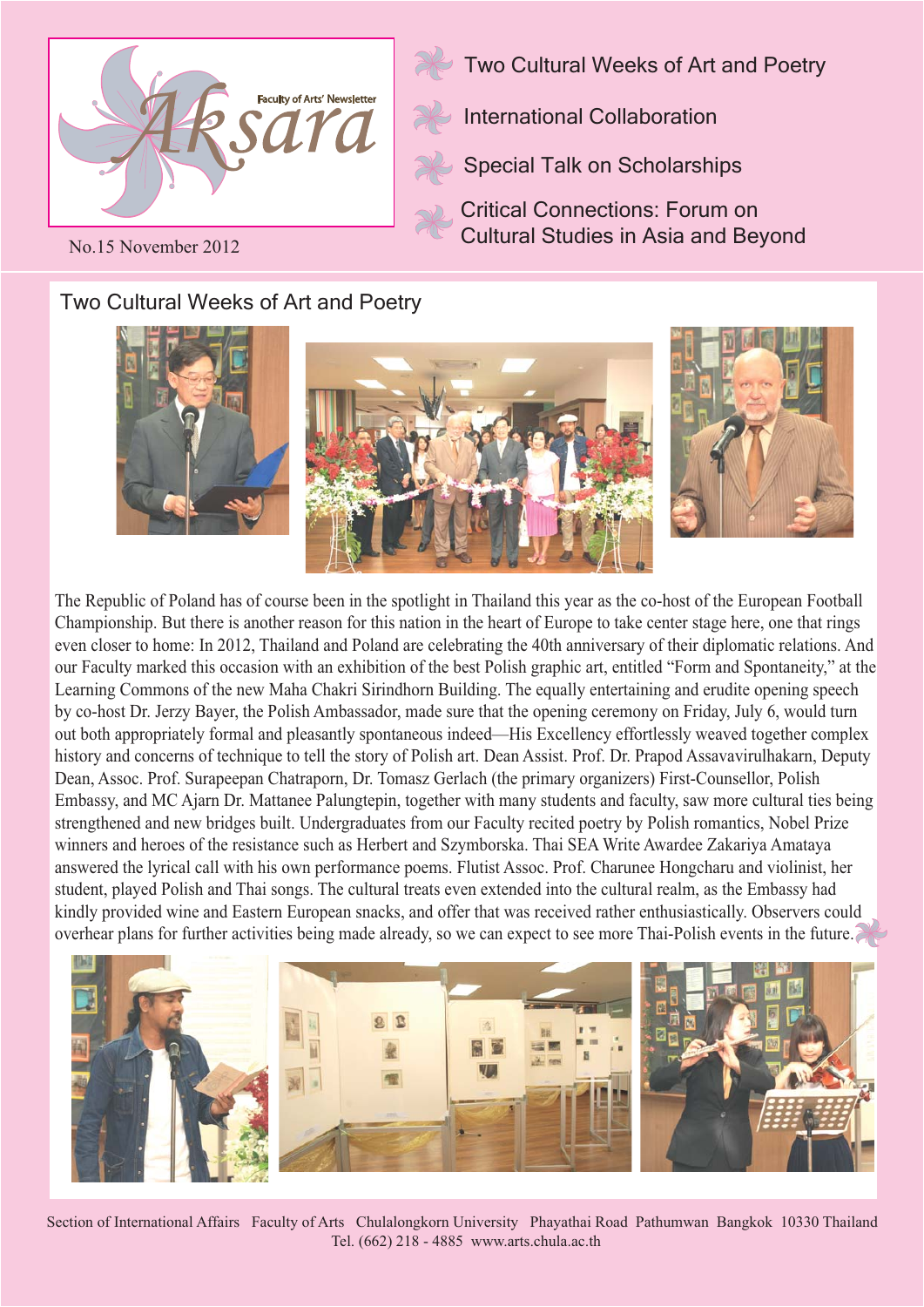# Aksara

Faculty of Arts' Newsletter

No.15 November 2012

- Two Cultural Weeks of Art and Poetry
- International Collaboration
- Special Talk on Scholarships
- Critical Connections: Forum on Cultural Studies in Asia and Beyond

## Two Cultural Weeks of Art and Poetry

The Republic of Poland has of course been in the spotlight in Thailand this year as the co-host of the European Football Championship. But there is another reason for this nation in the heart of Europe to take center stage here, one that rings even closer to home: In 2012, Thailand and Poland are celebrating the 40th anniversary of their diplomatic relations. And our Faculty marked this occasion with an exhibition of the best Polish graphic art, entitled "Form and Spontaneity," at the Learning Commons of the new Maha Chakri Sirindhorn Building. The equally entertaining and erudite opening speech by co-host Dr. Jerzy Bayer, the Polish Ambassador, made sure that the opening ceremony on Friday, July 6, would turn out both appropriately formal and pleasantly spontaneous indeed—His Excellency effortlessly weaved together complex history and concerns of technique to tell the story of Polish art. Dean Assist. Prof. Dr. Prapod Assavavirulhakarn, Deputy Dean, Assoc. Prof. Surapeepan Chatraporn, Dr. Tomasz Gerlach (the primary organizers) First-Counsellor, Polish Embassy, and MC Ajarn Dr. Mattanee Palungtepin, together with many students and faculty, saw more cultural ties being strengthened and new bridges built. Undergraduates from our Faculty recited poetry by Polish romantics, Nobel Prize winners and heroes of the resistance such as Herbert and Szymborska. Thai SEA Write Awardee Zakariya Amataya answered the lyrical call with his own performance poems. Flutist Assoc. Prof. Charunee Hongcharu and violinist, her student, played Polish and Thai songs. The cultural treats even extended into the cultural realm, as the Embassy had kindly provided wine and Eastern European snacks, and offer that was received rather enthusiastically. Observers could overhear plans for further activities being made already, so we can expect to see more Thai-Polish events in the future.

Section of International Affairs Faculty of Arts Chulalongkorn University Phayathai Road Pathumwan Bangkok 10330 Thailand
Tel. (662) 218 - 4885 www.arts.chula.ac.th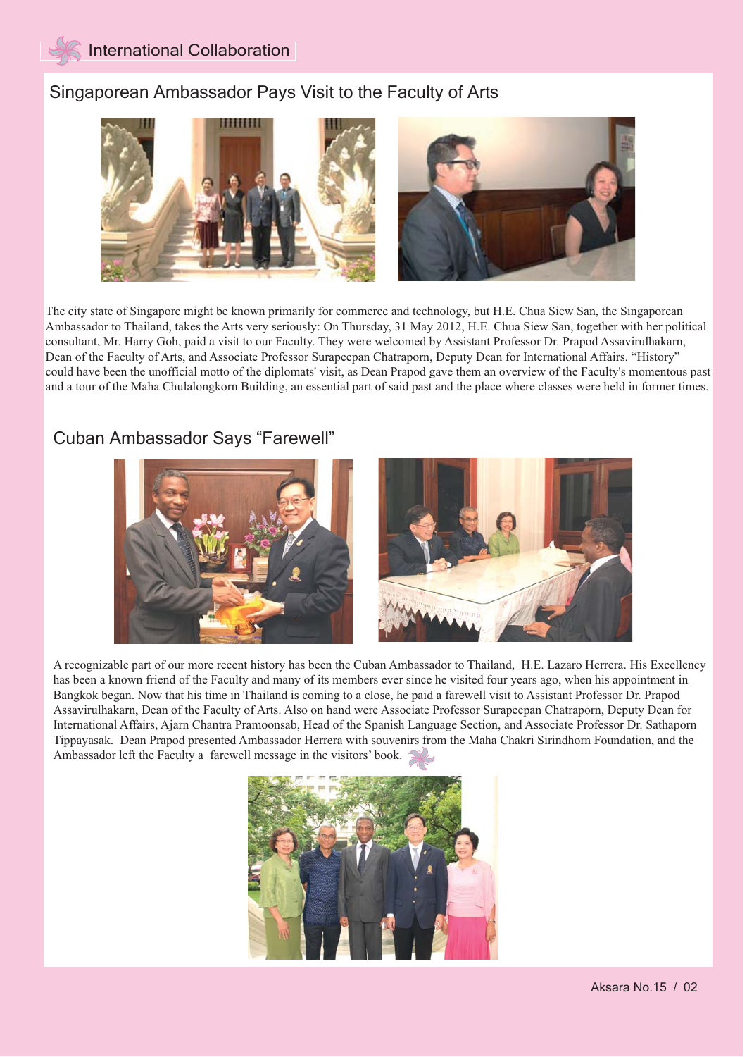## International Collaboration

### Singaporean Ambassador Pays Visit to the Faculty of Arts

The city state of Singapore might be known primarily for commerce and technology, but H.E. Chua Siew San, the Singaporean Ambassador to Thailand, takes the Arts very seriously: On Thursday, 31 May 2012, H.E. Chua Siew San, together with her political consultant, Mr. Harry Goh, paid a visit to our Faculty. They were welcomed by Assistant Professor Dr. Prapod Assavirulhakarn, Dean of the Faculty of Arts, and Associate Professor Surapeepan Chatraporn, Deputy Dean for International Affairs. "History" could have been the unofficial motto of the diplomats' visit, as Dean Prapod gave them an overview of the Faculty's momentous past and a tour of the Maha Chulalongkorn Building, an essential part of said past and the place where classes were held in former times.

### Cuban Ambassador Says "Farewell"

A recognizable part of our more recent history has been the Cuban Ambassador to Thailand, H.E. Lazaro Herrera. His Excellency has been a known friend of the Faculty and many of its members ever since he visited four years ago, when his appointment in Bangkok began. Now that his time in Thailand is coming to a close, he paid a farewell visit to Assistant Professor Dr. Prapod Assavirulhakarn, Dean of the Faculty of Arts. Also on hand were Associate Professor Surapeepan Chatraporn, Deputy Dean for International Affairs, Ajarn Chantra Pramoonsab, Head of the Spanish Language Section, and Associate Professor Dr. Sathaporn Tippayasak. Dean Prapod presented Ambassador Herrera with souvenirs from the Maha Chakri Sirindhorn Foundation, and the Ambassador left the Faculty a farewell message in the visitors' book.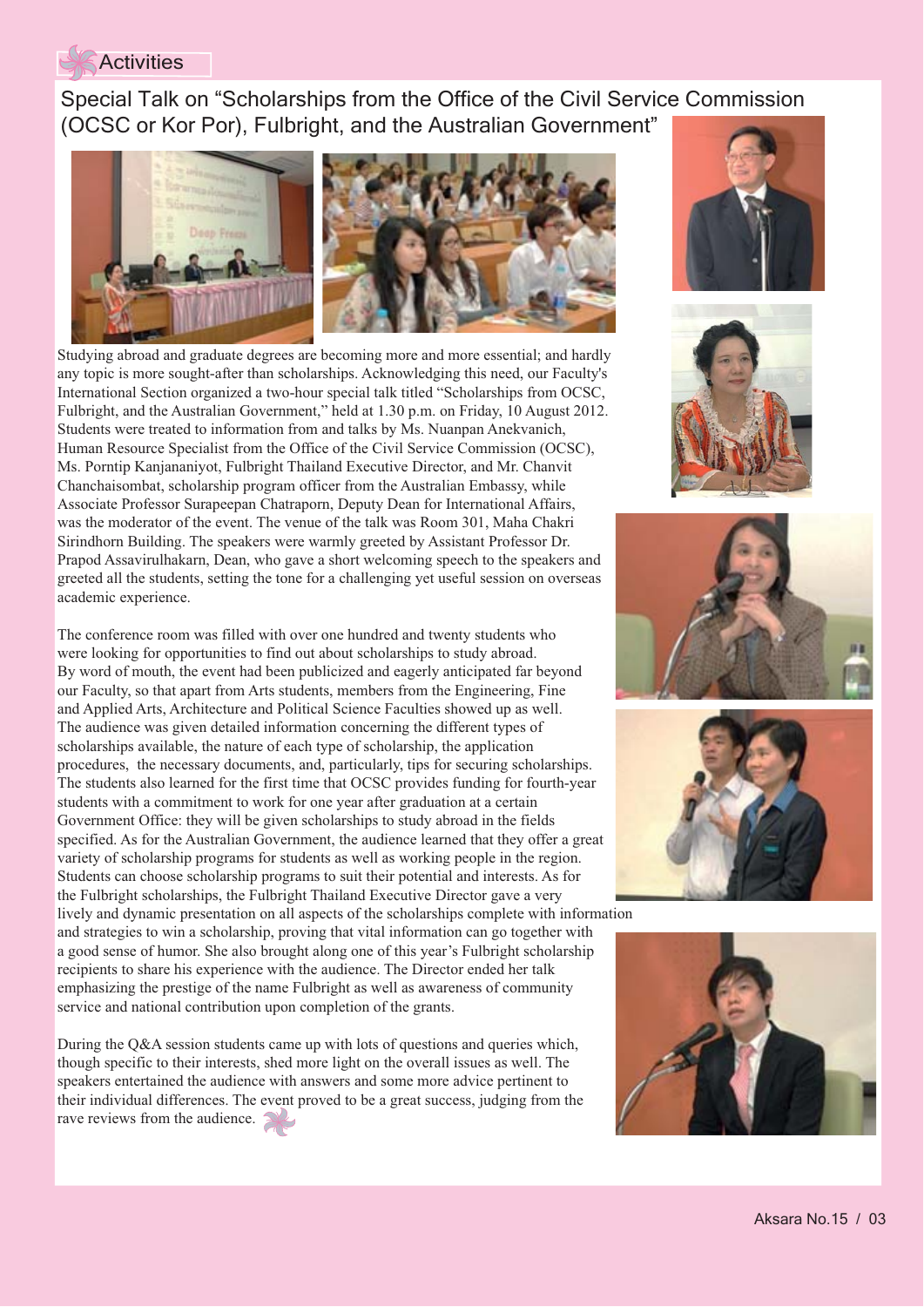Activities

# Special Talk on “Scholarships from the Office of the Civil Service Commission (OCSC or Kor Por), Fulbright, and the Australian Government”

Studying abroad and graduate degrees are becoming more and more essential; and hardly any topic is more sought-after than scholarships. Acknowledging this need, our Faculty's International Section organized a two-hour special talk titled “Scholarships from OCSC, Fulbright, and the Australian Government,” held at 1.30 p.m. on Friday, 10 August 2012. Students were treated to information from and talks by Ms. Nuanpan Anekvanich, Human Resource Specialist from the Office of the Civil Service Commission (OCSC), Ms. Porntip Kanjananiyot, Fulbright Thailand Executive Director, and Mr. Chanvit Chanchaisombat, scholarship program officer from the Australian Embassy, while Associate Professor Surapeepan Chatraporn, Deputy Dean for International Affairs, was the moderator of the event. The venue of the talk was Room 301, Maha Chakri Sirindhorn Building. The speakers were warmly greeted by Assistant Professor Dr. Prapod Assavirulhakarn, Dean, who gave a short welcoming speech to the speakers and greeted all the students, setting the tone for a challenging yet useful session on overseas academic experience.

The conference room was filled with over one hundred and twenty students who were looking for opportunities to find out about scholarships to study abroad. By word of mouth, the event had been publicized and eagerly anticipated far beyond our Faculty, so that apart from Arts students, members from the Engineering, Fine and Applied Arts, Architecture and Political Science Faculties showed up as well. The audience was given detailed information concerning the different types of scholarships available, the nature of each type of scholarship, the application procedures, the necessary documents, and, particularly, tips for securing scholarships. The students also learned for the first time that OCSC provides funding for fourth-year students with a commitment to work for one year after graduation at a certain Government Office: they will be given scholarships to study abroad in the fields specified. As for the Australian Government, the audience learned that they offer a great variety of scholarship programs for students as well as working people in the region. Students can choose scholarship programs to suit their potential and interests. As for the Fulbright scholarships, the Fulbright Thailand Executive Director gave a very lively and dynamic presentation on all aspects of the scholarships complete with information and strategies to win a scholarship, proving that vital information can go together with a good sense of humor. She also brought along one of this year’s Fulbright scholarship recipients to share his experience with the audience. The Director ended her talk emphasizing the prestige of the name Fulbright as well as awareness of community service and national contribution upon completion of the grants.

During the Q&A session students came up with lots of questions and queries which, though specific to their interests, shed more light on the overall issues as well. The speakers entertained the audience with answers and some more advice pertinent to their individual differences. The event proved to be a great success, judging from the rave reviews from the audience.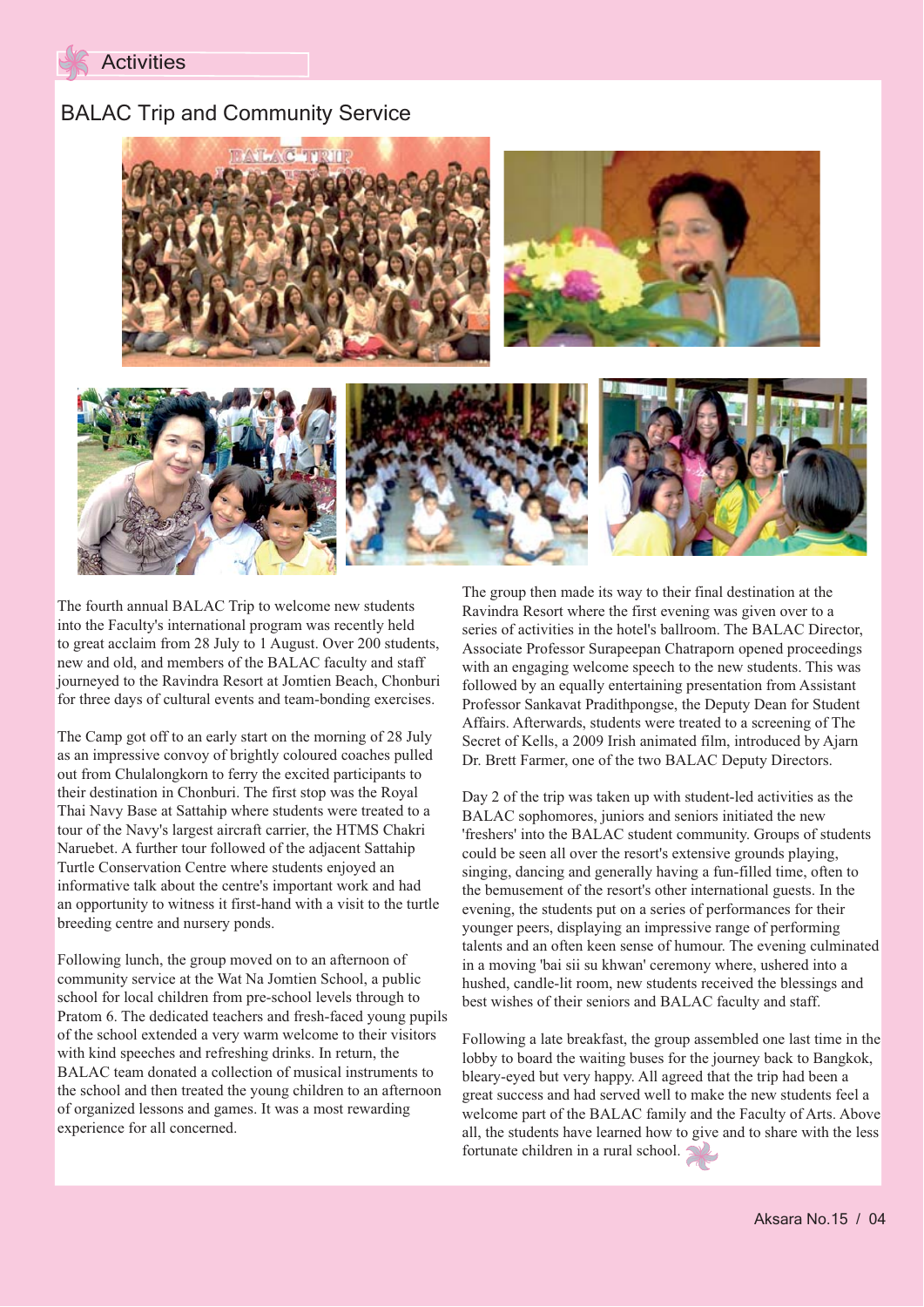Activities

## BALAC Trip and Community Service

The fourth annual BALAC Trip to welcome new students into the Faculty's international program was recently held to great acclaim from 28 July to 1 August. Over 200 students, new and old, and members of the BALAC faculty and staff journeyed to the Ravindra Resort at Jomtien Beach, Chonburi for three days of cultural events and team-bonding exercises.

The Camp got off to an early start on the morning of 28 July as an impressive convoy of brightly coloured coaches pulled out from Chulalongkorn to ferry the excited participants to their destination in Chonburi. The first stop was the Royal Thai Navy Base at Sattahip where students were treated to a tour of the Navy's largest aircraft carrier, the HTMS Chakri Naruebet. A further tour followed of the adjacent Sattahip Turtle Conservation Centre where students enjoyed an informative talk about the centre's important work and had an opportunity to witness it first-hand with a visit to the turtle breeding centre and nursery ponds.

Following lunch, the group moved on to an afternoon of community service at the Wat Na Jomtien School, a public school for local children from pre-school levels through to Pratom 6. The dedicated teachers and fresh-faced young pupils of the school extended a very warm welcome to their visitors with kind speeches and refreshing drinks. In return, the BALAC team donated a collection of musical instruments to the school and then treated the young children to an afternoon of organized lessons and games. It was a most rewarding experience for all concerned.

The group then made its way to their final destination at the Ravindra Resort where the first evening was given over to a series of activities in the hotel's ballroom. The BALAC Director, Associate Professor Surapeepan Chatraporn opened proceedings with an engaging welcome speech to the new students. This was followed by an equally entertaining presentation from Assistant Professor Sankavat Pradithpongse, the Deputy Dean for Student Affairs. Afterwards, students were treated to a screening of The Secret of Kells, a 2009 Irish animated film, introduced by Ajarn Dr. Brett Farmer, one of the two BALAC Deputy Directors.

Day 2 of the trip was taken up with student-led activities as the BALAC sophomores, juniors and seniors initiated the new 'freshers' into the BALAC student community. Groups of students could be seen all over the resort's extensive grounds playing, singing, dancing and generally having a fun-filled time, often to the bemusement of the resort's other international guests. In the evening, the students put on a series of performances for their younger peers, displaying an impressive range of performing talents and an often keen sense of humour. The evening culminated in a moving 'bai sii su khwan' ceremony where, ushered into a hushed, candle-lit room, new students received the blessings and best wishes of their seniors and BALAC faculty and staff.

Following a late breakfast, the group assembled one last time in the lobby to board the waiting buses for the journey back to Bangkok, bleary-eyed but very happy. All agreed that the trip had been a great success and had served well to make the new students feel a welcome part of the BALAC family and the Faculty of Arts. Above all, the students have learned how to give and to share with the less fortunate children in a rural school.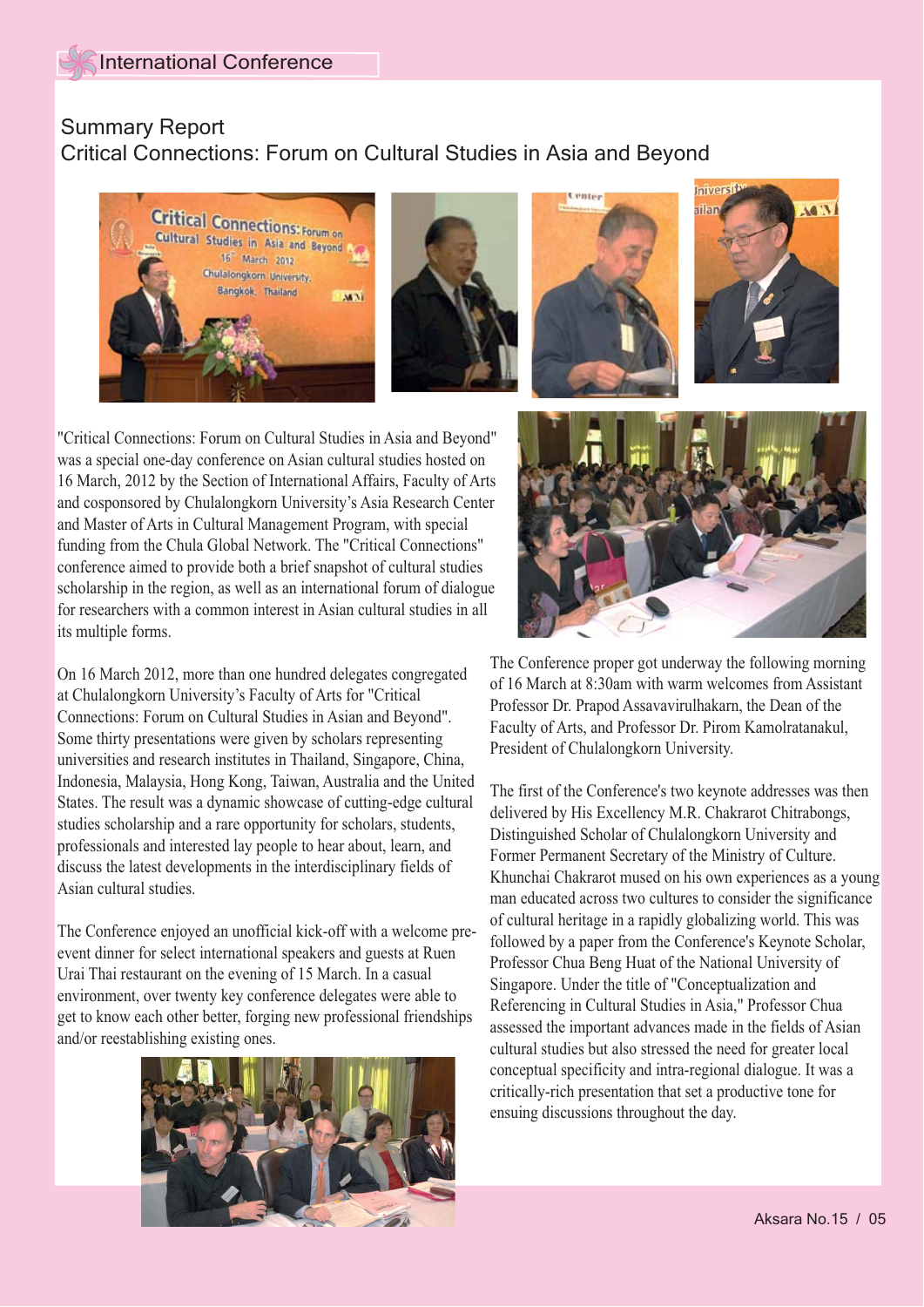## Summary Report

## Critical Connections: Forum on Cultural Studies in Asia and Beyond

"Critical Connections: Forum on Cultural Studies in Asia and Beyond" was a special one-day conference on Asian cultural studies hosted on 16 March, 2012 by the Section of International Affairs, Faculty of Arts and cosponsored by Chulalongkorn University's Asia Research Center and Master of Arts in Cultural Management Program, with special funding from the Chula Global Network. The "Critical Connections" conference aimed to provide both a brief snapshot of cultural studies scholarship in the region, as well as an international forum of dialogue for researchers with a common interest in Asian cultural studies in all its multiple forms.

On 16 March 2012, more than one hundred delegates congregated at Chulalongkorn University's Faculty of Arts for "Critical Connections: Forum on Cultural Studies in Asian and Beyond". Some thirty presentations were given by scholars representing universities and research institutes in Thailand, Singapore, China, Indonesia, Malaysia, Hong Kong, Taiwan, Australia and the United States. The result was a dynamic showcase of cutting-edge cultural studies scholarship and a rare opportunity for scholars, students, professionals and interested lay people to hear about, learn, and discuss the latest developments in the interdisciplinary fields of Asian cultural studies.

The Conference enjoyed an unofficial kick-off with a welcome pre-event dinner for select international speakers and guests at Ruen Urai Thai restaurant on the evening of 15 March. In a casual environment, over twenty key conference delegates were able to get to know each other better, forging new professional friendships and/or reestablishing existing ones.

The Conference proper got underway the following morning of 16 March at 8:30am with warm welcomes from Assistant Professor Dr. Prapod Assavavirulhakarn, the Dean of the Faculty of Arts, and Professor Dr. Pirom Kamolratanakul, President of Chulalongkorn University.

The first of the Conference's two keynote addresses was then delivered by His Excellency M.R. Chakrarot Chitrabongs, Distinguished Scholar of Chulalongkorn University and Former Permanent Secretary of the Ministry of Culture. Khunchai Chakrarot mused on his own experiences as a young man educated across two cultures to consider the significance of cultural heritage in a rapidly globalizing world. This was followed by a paper from the Conference's Keynote Scholar, Professor Chua Beng Huat of the National University of Singapore. Under the title of "Conceptualization and Referencing in Cultural Studies in Asia," Professor Chua assessed the important advances made in the fields of Asian cultural studies but also stressed the need for greater local conceptual specificity and intra-regional dialogue. It was a critically-rich presentation that set a productive tone for ensuing discussions throughout the day.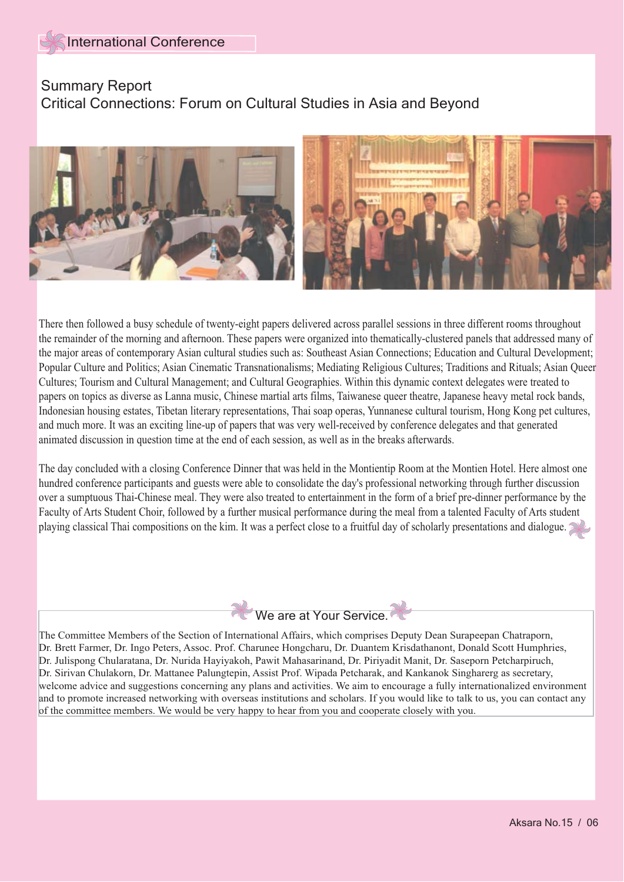International Conference

## Summary Report
## Critical Connections: Forum on Cultural Studies in Asia and Beyond

There then followed a busy schedule of twenty-eight papers delivered across parallel sessions in three different rooms throughout the remainder of the morning and afternoon. These papers were organized into thematically-clustered panels that addressed many of the major areas of contemporary Asian cultural studies such as: Southeast Asian Connections; Education and Cultural Development; Popular Culture and Politics; Asian Cinematic Transnationalisms; Mediating Religious Cultures; Traditions and Rituals; Asian Queer Cultures; Tourism and Cultural Management; and Cultural Geographies. Within this dynamic context delegates were treated to papers on topics as diverse as Lanna music, Chinese martial arts films, Taiwanese queer theatre, Japanese heavy metal rock bands, Indonesian housing estates, Tibetan literary representations, Thai soap operas, Yunnanese cultural tourism, Hong Kong pet cultures, and much more. It was an exciting line-up of papers that was very well-received by conference delegates and that generated animated discussion in question time at the end of each session, as well as in the breaks afterwards.

The day concluded with a closing Conference Dinner that was held in the Montientip Room at the Montien Hotel. Here almost one hundred conference participants and guests were able to consolidate the day's professional networking through further discussion over a sumptuous Thai-Chinese meal. They were also treated to entertainment in the form of a brief pre-dinner performance by the Faculty of Arts Student Choir, followed by a further musical performance during the meal from a talented Faculty of Arts student playing classical Thai compositions on the kim. It was a perfect close to a fruitful day of scholarly presentations and dialogue.

### We are at Your Service.

The Committee Members of the Section of International Affairs, which comprises Deputy Dean Surapeepan Chatraporn, Dr. Brett Farmer, Dr. Ingo Peters, Assoc. Prof. Charunee Hongcharu, Dr. Duantem Krisdathanont, Donald Scott Humphries, Dr. Julispong Chularatana, Dr. Nurida Hayiyakoh, Pawit Mahasarinand, Dr. Piriyadit Manit, Dr. Saseporn Petcharpiruch, Dr. Sirivan Chulakorn, Dr. Mattanee Palungtepin, Assist Prof. Wipada Petcharak, and Kankanok Singharerg as secretary, welcome advice and suggestions concerning any plans and activities. We aim to encourage a fully internationalized environment and to promote increased networking with overseas institutions and scholars. If you would like to talk to us, you can contact any of the committee members. We would be very happy to hear from you and cooperate closely with you.